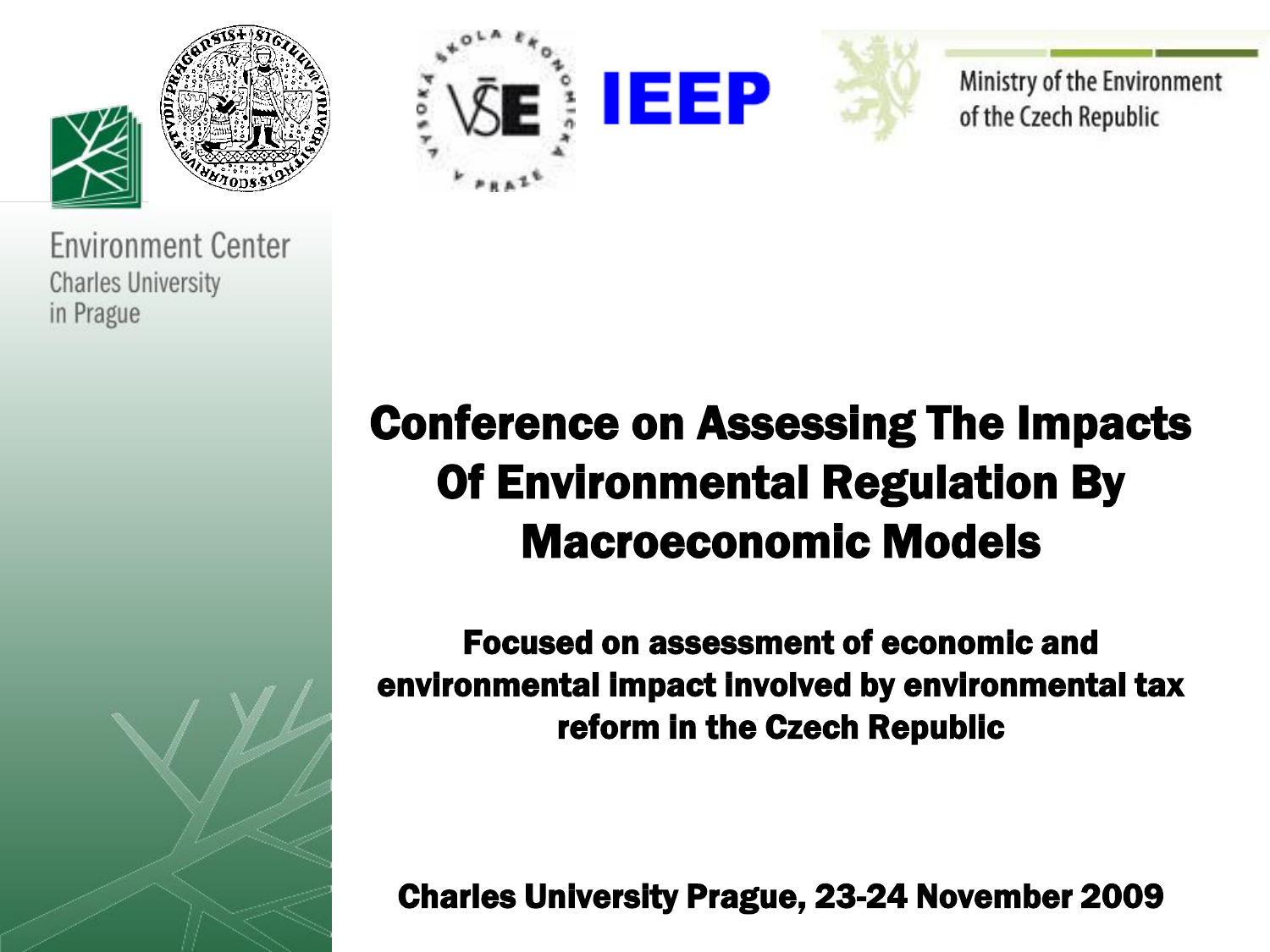Environment Center
Charles University
in Prague

Ministry of the Environment
of the Czech Republic

# Conference on Assessing The Impacts Of Environmental Regulation By Macroeconomic Models

## Focused on assessment of economic and environmental impact involved by environmental tax reform in the Czech Republic

**Charles University Prague, 23-24 November 2009**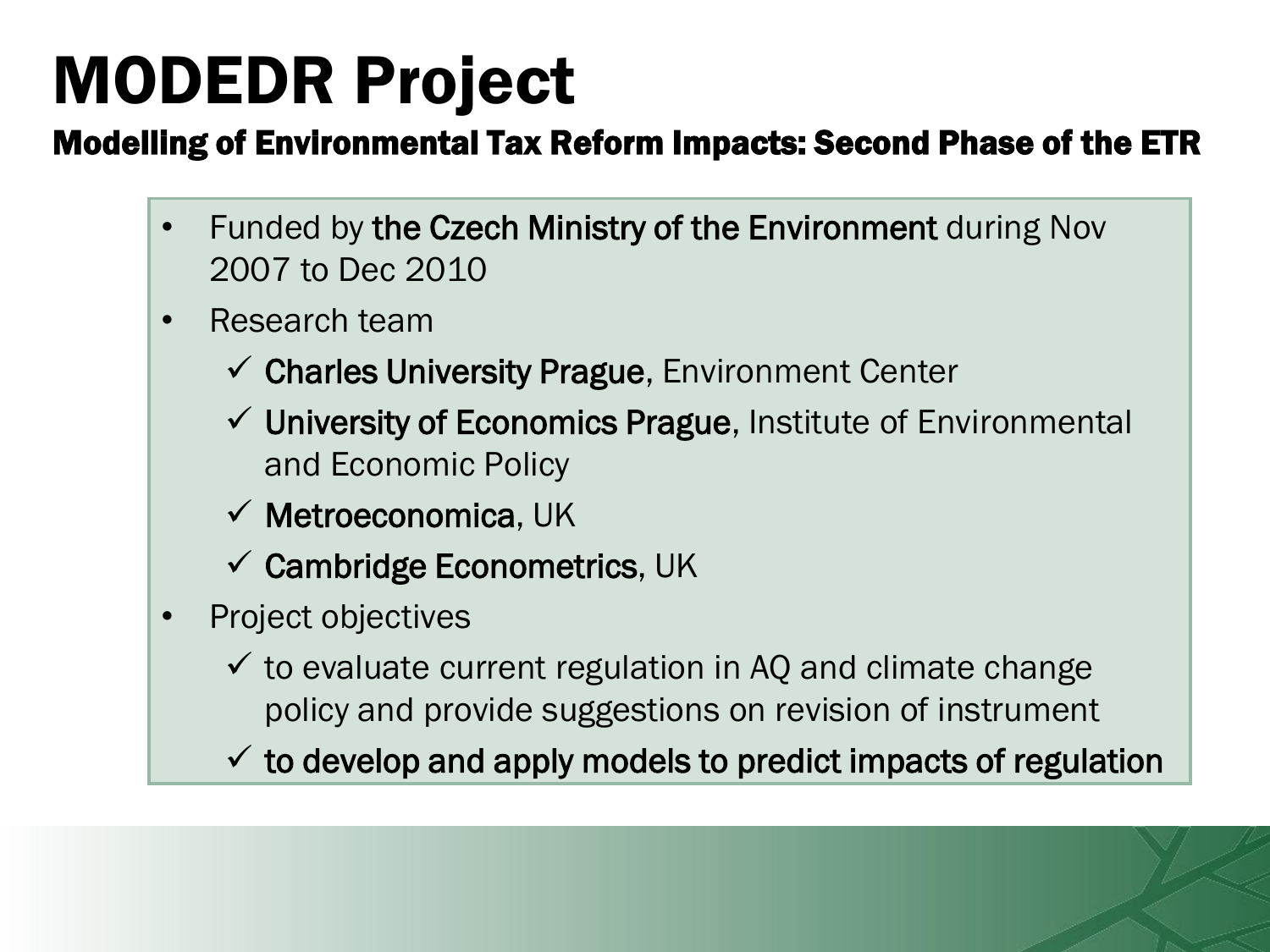# MODEDR Project

## Modelling of Environmental Tax Reform Impacts: Second Phase of the ETR

- Funded by **the Czech Ministry of the Environment** during Nov 2007 to Dec 2010
- Research team
  - ✓ **Charles University Prague**, Environment Center
  - ✓ **University of Economics Prague**, Institute of Environmental and Economic Policy
  - ✓ **Metroeconomica**, UK
  - ✓ **Cambridge Econometrics**, UK
- Project objectives
  - ✓ to evaluate current regulation in AQ and climate change policy and provide suggestions on revision of instrument
  - ✓ **to develop and apply models to predict impacts of regulation**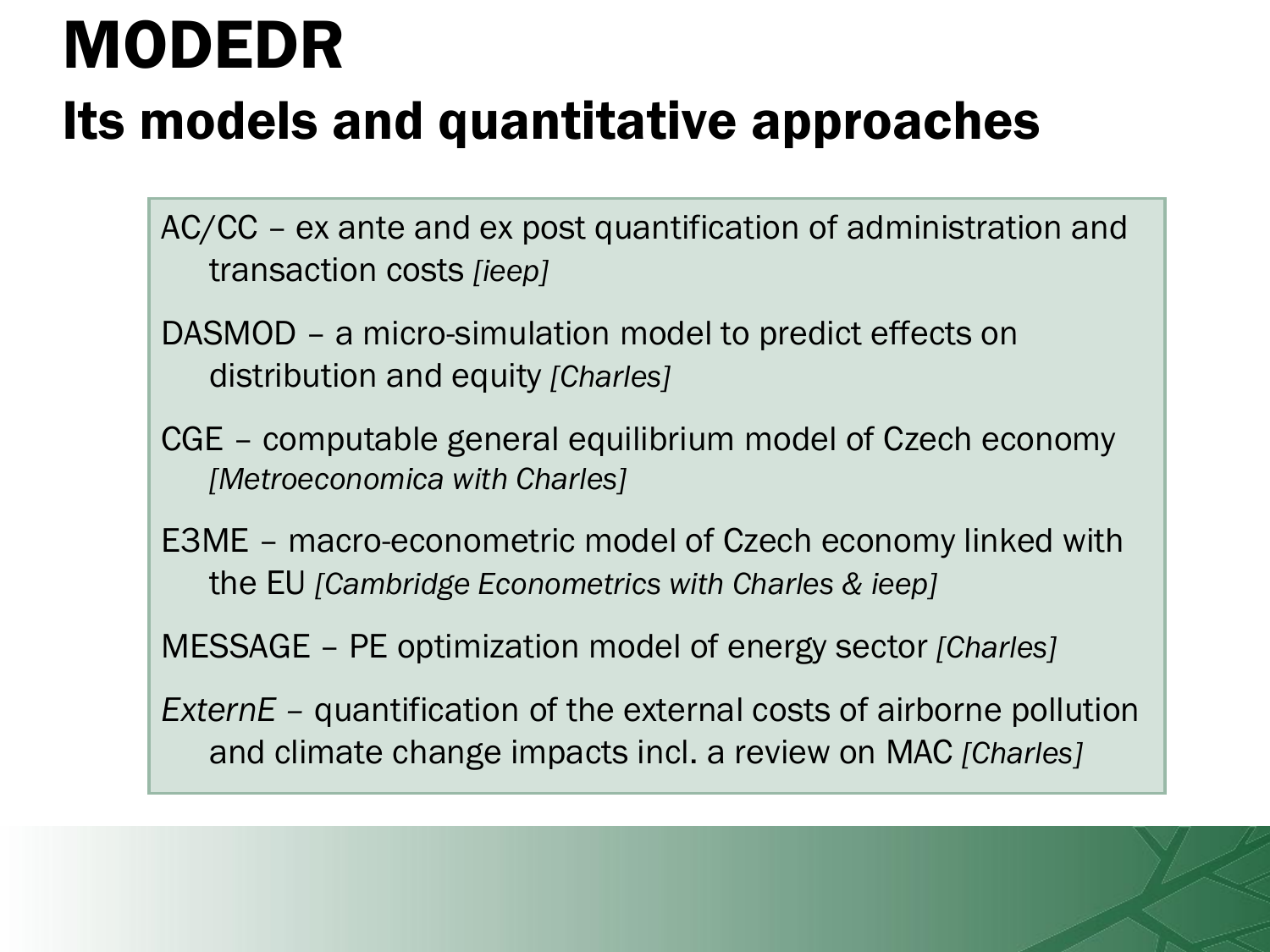# MODEDR

## Its models and quantitative approaches

AC/CC – ex ante and ex post quantification of administration and transaction costs *[ieep]*

DASMOD – a micro-simulation model to predict effects on distribution and equity *[Charles]*

CGE – computable general equilibrium model of Czech economy *[Metroeconomica with Charles]*

E3ME – macro-econometric model of Czech economy linked with the EU *[Cambridge Econometrics with Charles & ieep]*

MESSAGE – PE optimization model of energy sector *[Charles]*

*ExternE* – quantification of the external costs of airborne pollution and climate change impacts incl. a review on MAC *[Charles]*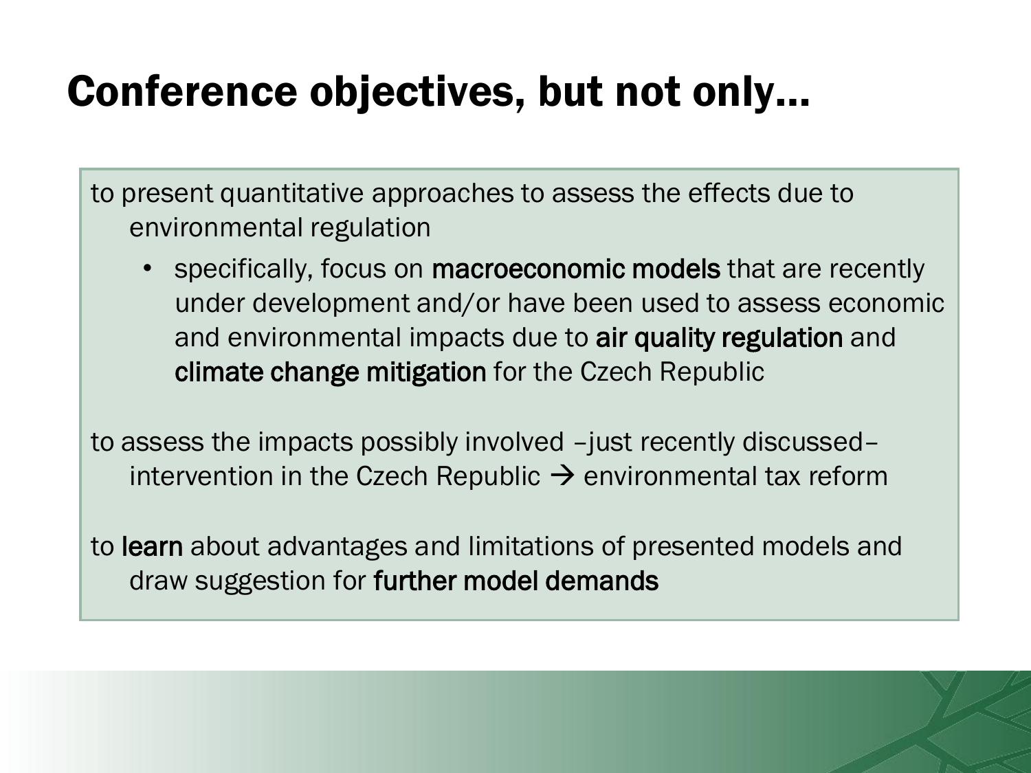# Conference objectives, but not only…

to present quantitative approaches to assess the effects due to environmental regulation

- specifically, focus on **macroeconomic models** that are recently under development and/or have been used to assess economic and environmental impacts due to **air quality regulation** and **climate change mitigation** for the Czech Republic

to assess the impacts possibly involved –just recently discussed– intervention in the Czech Republic → environmental tax reform

to **learn** about advantages and limitations of presented models and draw suggestion for **further model demands**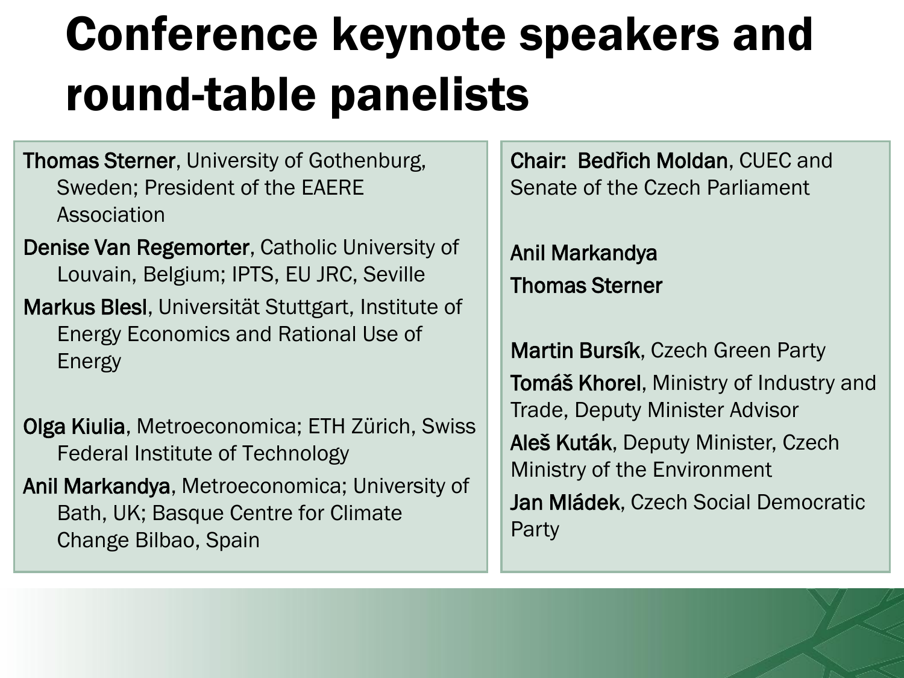# Conference keynote speakers and round-table panelists

**Thomas Sterner**, University of Gothenburg, Sweden; President of the EAERE Association

**Denise Van Regemorter**, Catholic University of Louvain, Belgium; IPTS, EU JRC, Seville

**Markus Blesl**, Universität Stuttgart, Institute of Energy Economics and Rational Use of Energy

**Olga Kiulia**, Metroeconomica; ETH Zürich, Swiss Federal Institute of Technology

**Anil Markandya**, Metroeconomica; University of Bath, UK; Basque Centre for Climate Change Bilbao, Spain

**Chair: Bedřich Moldan**, CUEC and Senate of the Czech Parliament

**Anil Markandya**

**Thomas Sterner**

**Martin Bursík**, Czech Green Party

**Tomáš Khorel**, Ministry of Industry and Trade, Deputy Minister Advisor

**Aleš Kuták**, Deputy Minister, Czech Ministry of the Environment

**Jan Mládek**, Czech Social Democratic Party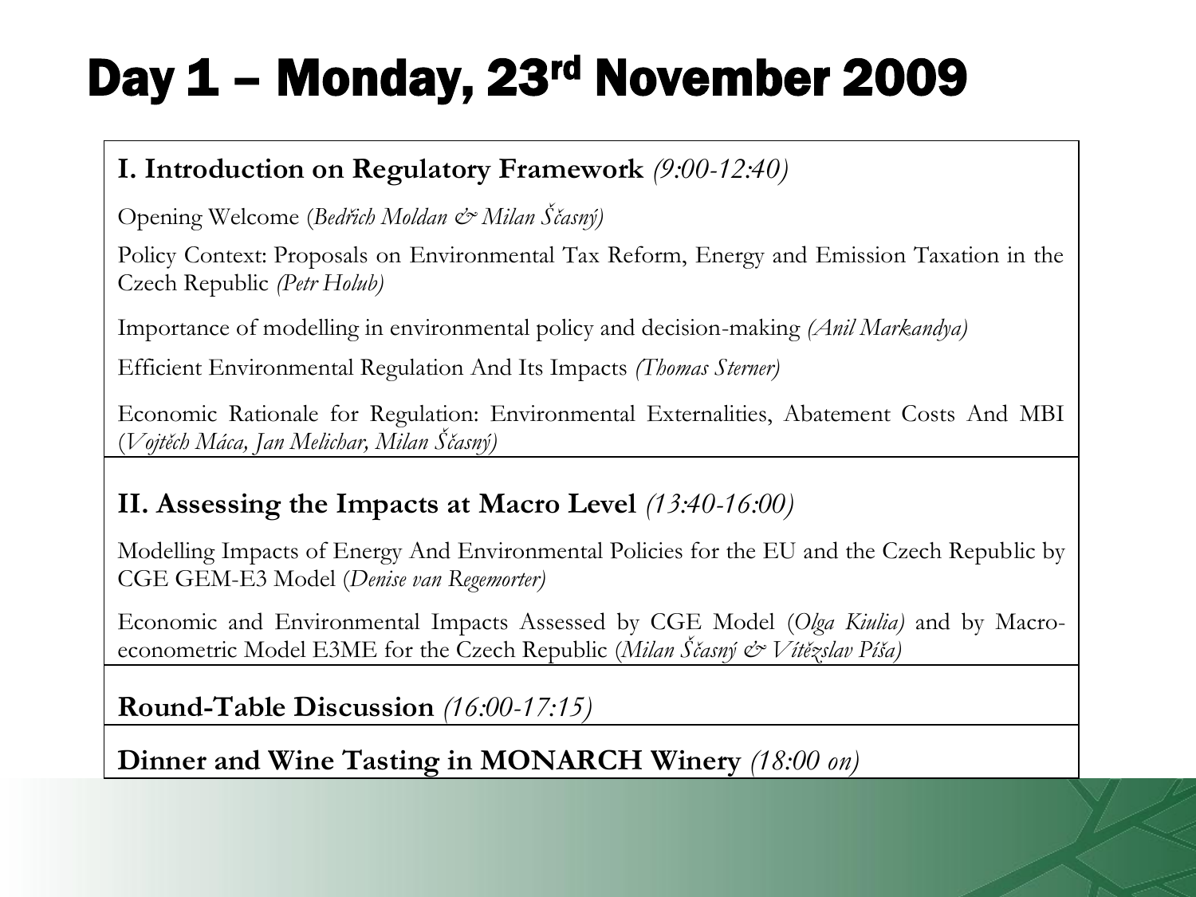# Day 1 – Monday, 23rd November 2009

**I. Introduction on Regulatory Framework** *(9:00-12:40)*

Opening Welcome (*Bedřich Moldan & Milan Ščasný)*

Policy Context: Proposals on Environmental Tax Reform, Energy and Emission Taxation in the Czech Republic *(Petr Holub)*

Importance of modelling in environmental policy and decision-making *(Anil Markandya)*

Efficient Environmental Regulation And Its Impacts *(Thomas Sterner)*

Economic Rationale for Regulation: Environmental Externalities, Abatement Costs And MBI (*Vojtěch Máca, Jan Melichar, Milan Ščasný)*

**II. Assessing the Impacts at Macro Level** *(13:40-16:00)*

Modelling Impacts of Energy And Environmental Policies for the EU and the Czech Republic by CGE GEM-E3 Model (*Denise van Regemorter)*

Economic and Environmental Impacts Assessed by CGE Model (*Olga Kiulia)* and by Macro-econometric Model E3ME for the Czech Republic (*Milan Ščasný & Vítězslav Píša)*

**Round-Table Discussion** *(16:00-17:15)*

**Dinner and Wine Tasting in MONARCH Winery** *(18:00 on)*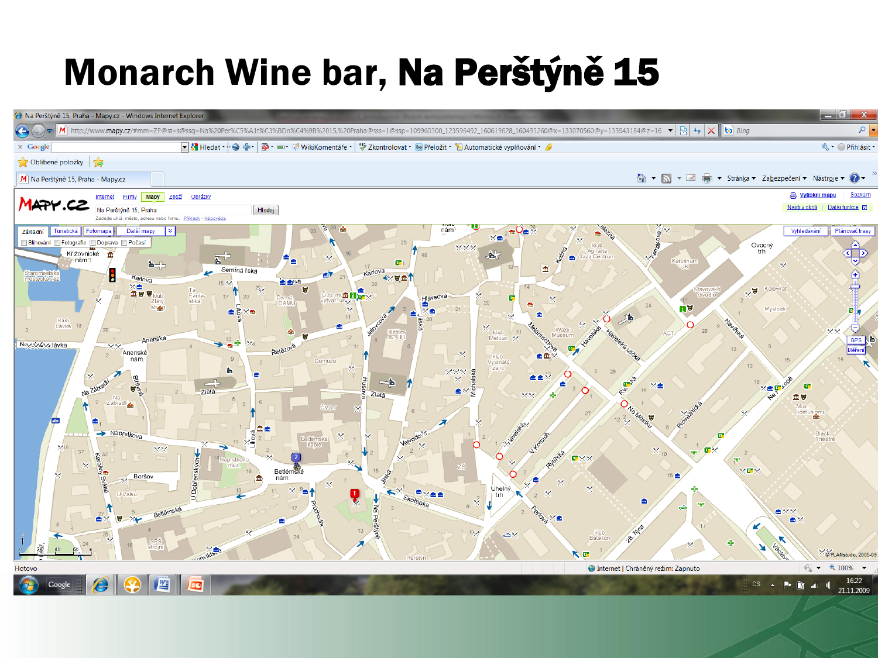# Monarch Wine bar, Na Perštýně 15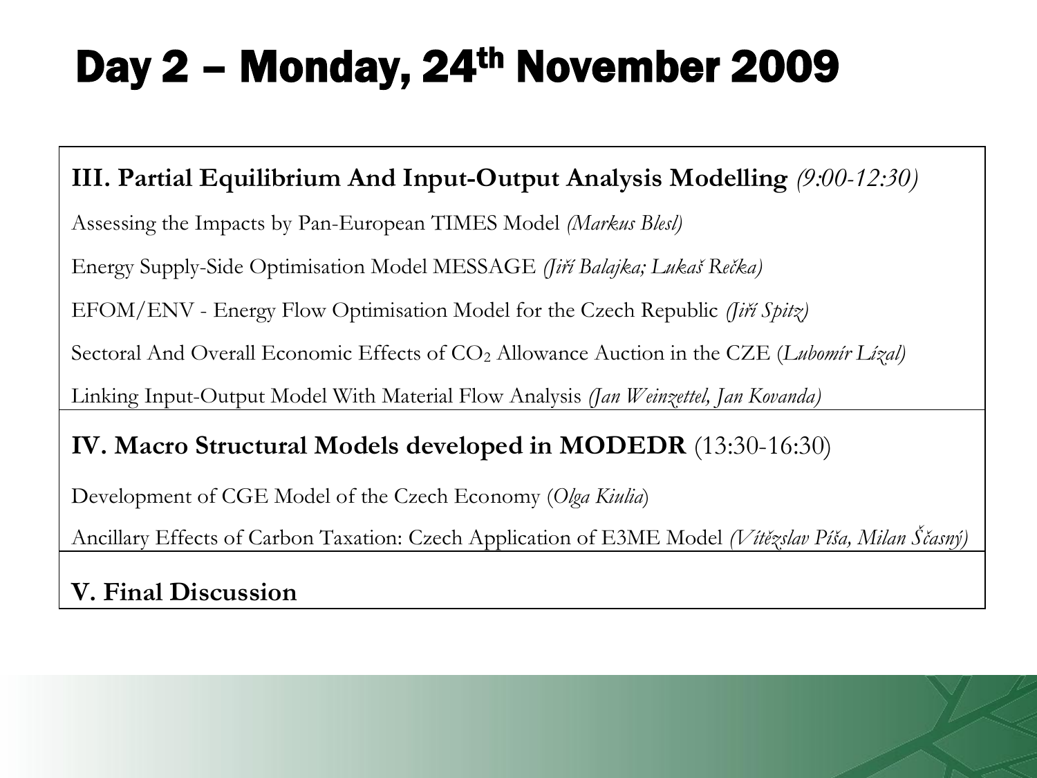# Day 2 – Monday, 24th November 2009

**III. Partial Equilibrium And Input-Output Analysis Modelling** *(9:00-12:30)*

Assessing the Impacts by Pan-European TIMES Model *(Markus Blesl)*

Energy Supply-Side Optimisation Model MESSAGE *(Jiří Balajka; Lukaš Rečka)*

EFOM/ENV - Energy Flow Optimisation Model for the Czech Republic *(Jiří Spitz)*

Sectoral And Overall Economic Effects of $CO_2$ Allowance Auction in the CZE (*Lubomír Lízal)*

Linking Input-Output Model With Material Flow Analysis *(Jan Weinzettel, Jan Kovanda)*

**IV. Macro Structural Models developed in MODEDR** (13:30-16:30)

Development of CGE Model of the Czech Economy (*Olga Kiulia*)

Ancillary Effects of Carbon Taxation: Czech Application of E3ME Model *(Vítězslav Píša, Milan Ščasný)*

**V. Final Discussion**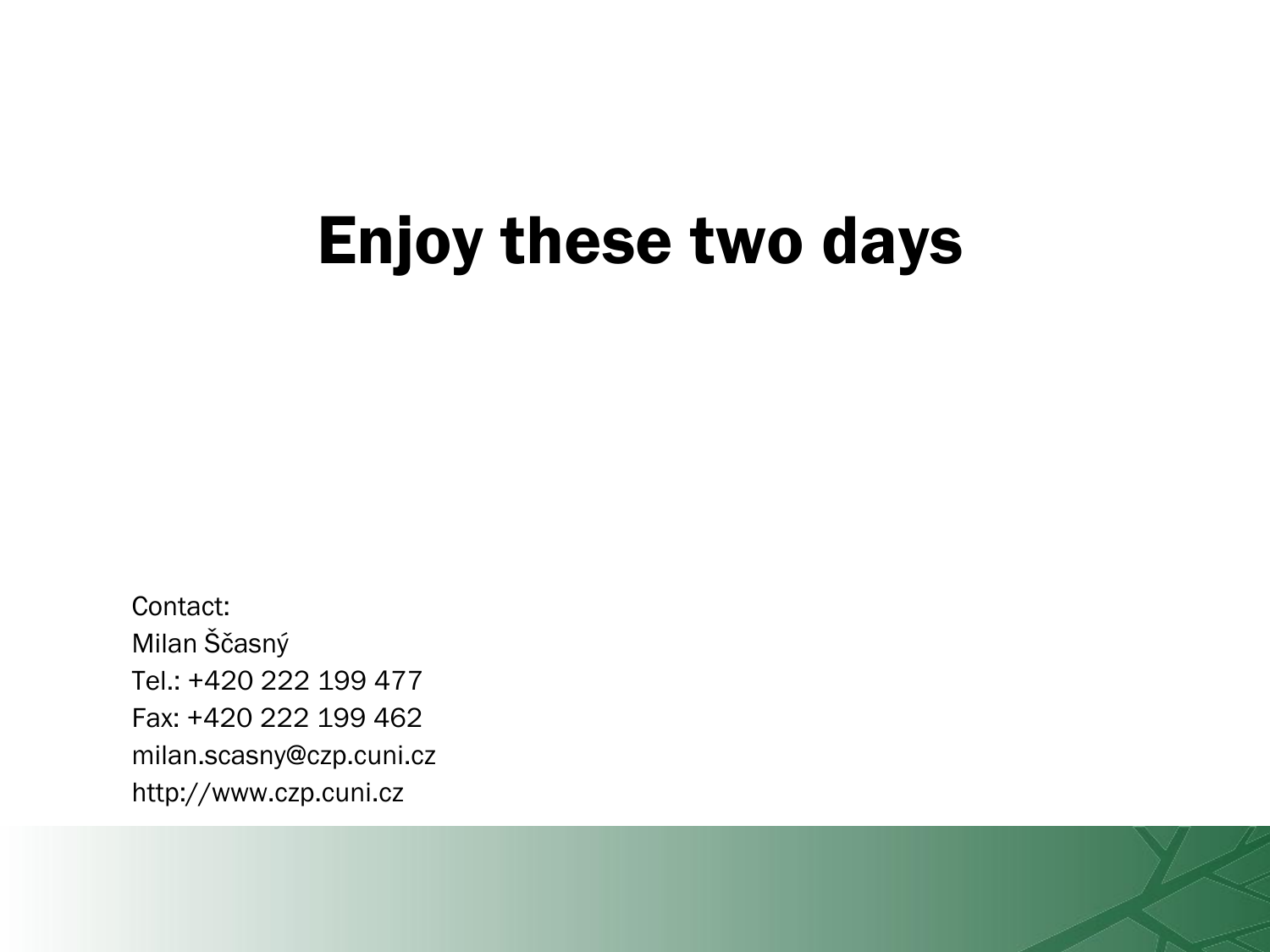# Enjoy these two days

Contact:
Milan Ščasný
Tel.: +420 222 199 477
Fax: +420 222 199 462
milan.scasny@czp.cuni.cz
http://www.czp.cuni.cz